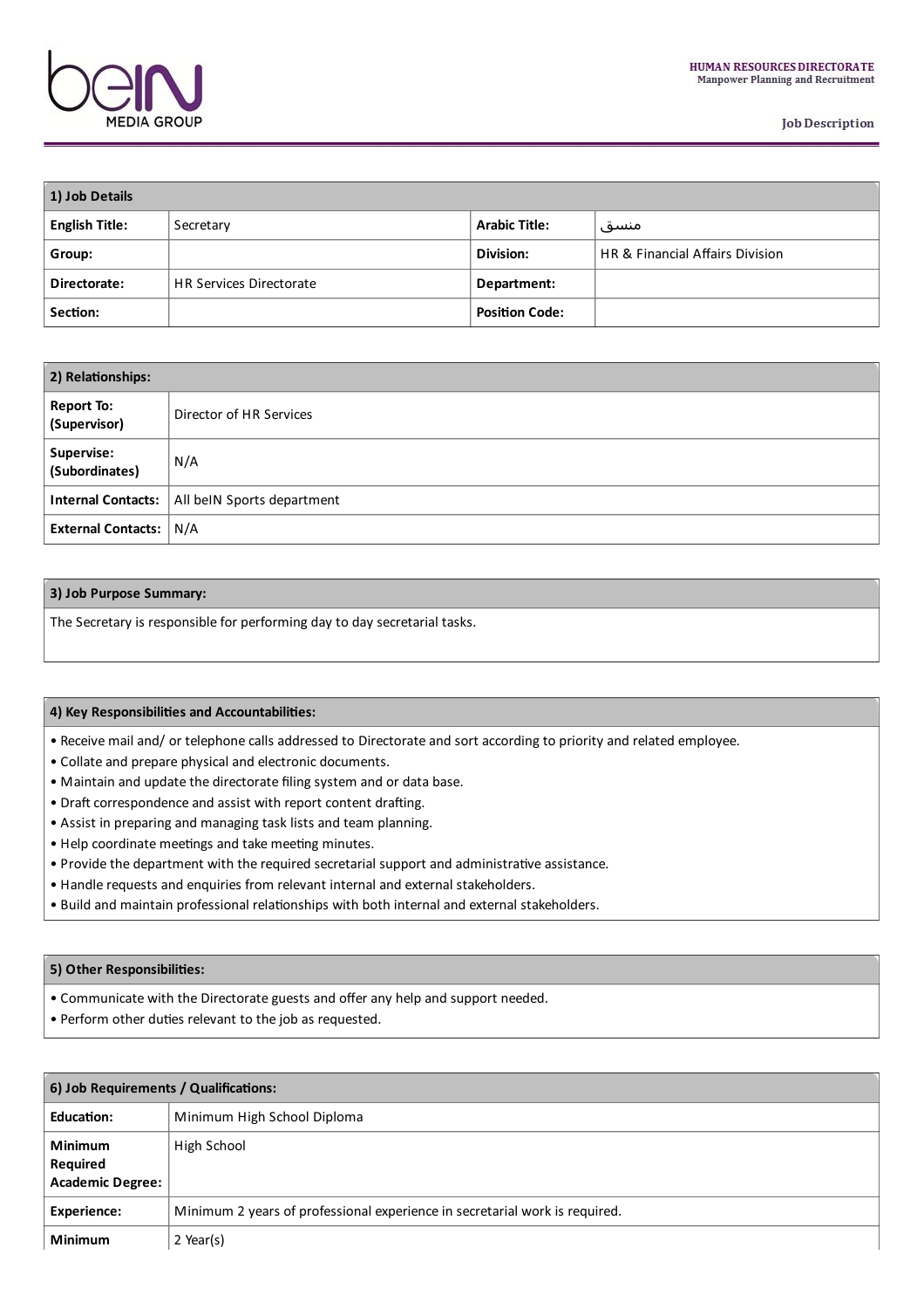HUMAN RESOURCES DIRECTORATE
Manpower Planning and Recruitment

Job Description

| 1) Job Details | | | |
|---|---|---|---|
| **English Title:** | Secretary | **Arabic Title:** | منسق |
| **Group:** | | **Division:** | HR & Financial Affairs Division |
| **Directorate:** | HR Services Directorate | **Department:** | |
| **Section:** | | **Position Code:** | |

| 2) Relationships: | |
|---|---|
| **Report To: (Supervisor)** | Director of HR Services |
| **Supervise: (Subordinates)** | N/A |
| **Internal Contacts:** | All beIN Sports department |
| **External Contacts:** | N/A |

## 3) Job Purpose Summary:

The Secretary is responsible for performing day to day secretarial tasks.

## 4) Key Responsibilities and Accountabilities:

- Receive mail and/ or telephone calls addressed to Directorate and sort according to priority and related employee.
- Collate and prepare physical and electronic documents.
- Maintain and update the directorate filing system and or data base.
- Draft correspondence and assist with report content drafting.
- Assist in preparing and managing task lists and team planning.
- Help coordinate meetings and take meeting minutes.
- Provide the department with the required secretarial support and administrative assistance.
- Handle requests and enquiries from relevant internal and external stakeholders.
- Build and maintain professional relationships with both internal and external stakeholders.

## 5) Other Responsibilities:

- Communicate with the Directorate guests and offer any help and support needed.
- Perform other duties relevant to the job as requested.

| 6) Job Requirements / Qualifications: | |
|---|---|
| **Education:** | Minimum High School Diploma |
| **Minimum Required Academic Degree:** | High School |
| **Experience:** | Minimum 2 years of professional experience in secretarial work is required. |
| **Minimum** | 2 Year(s) |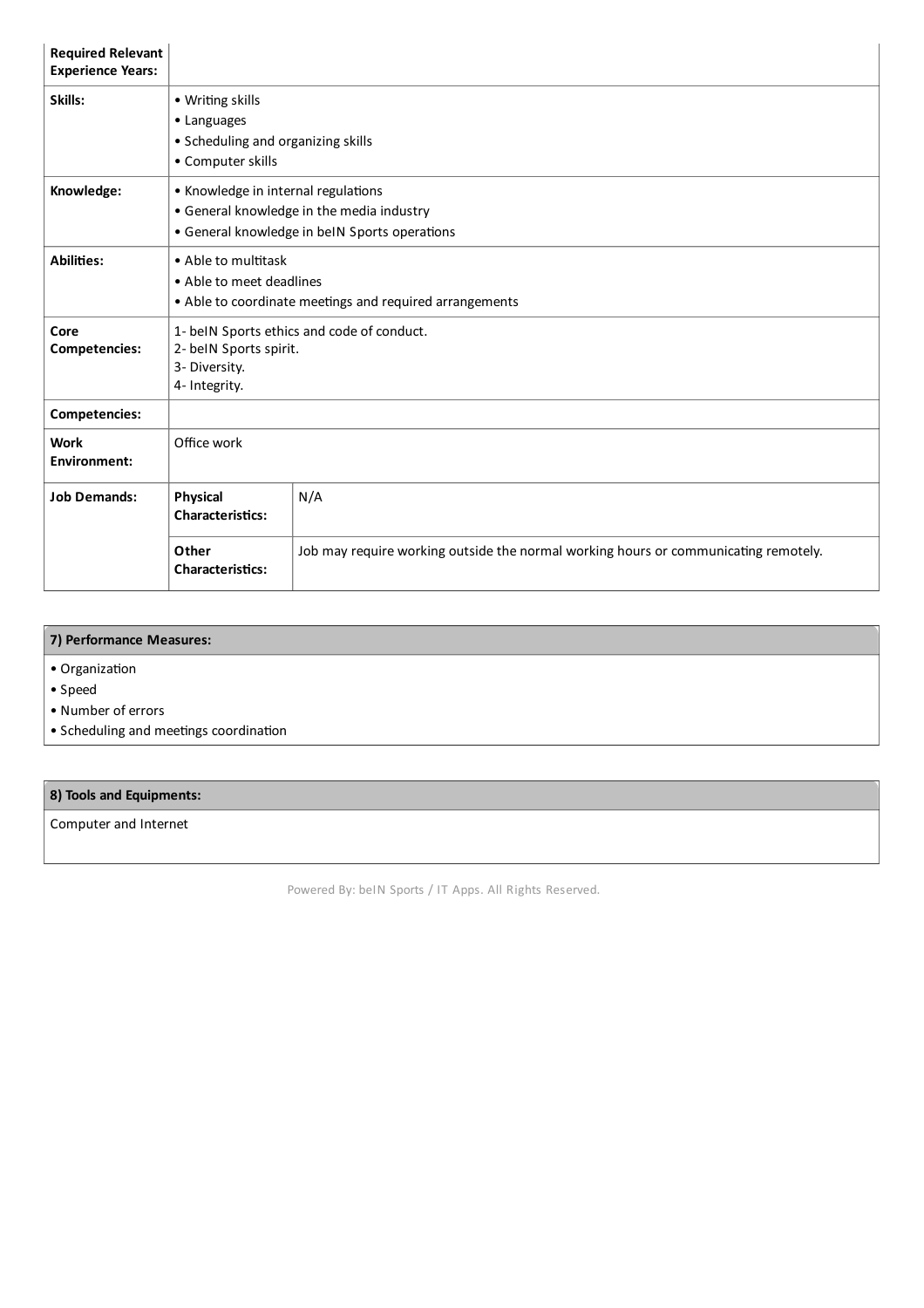| | | |
|---|---|---|
| **Required Relevant Experience Years:** | | |
| **Skills:** | • Writing skills<br>• Languages<br>• Scheduling and organizing skills<br>• Computer skills | |
| **Knowledge:** | • Knowledge in internal regulations<br>• General knowledge in the media industry<br>• General knowledge in beIN Sports operations | |
| **Abilities:** | • Able to multitask<br>• Able to meet deadlines<br>• Able to coordinate meetings and required arrangements | |
| **Core Competencies:** | 1- beIN Sports ethics and code of conduct.<br>2- beIN Sports spirit.<br>3- Diversity.<br>4- Integrity. | |
| **Competencies:** | | |
| **Work Environment:** | Office work | |
| **Job Demands:** | **Physical Characteristics:** | N/A |
| | **Other Characteristics:** | Job may require working outside the normal working hours or communicating remotely. |

## 7) Performance Measures:

- Organization
- Speed
- Number of errors
- Scheduling and meetings coordination

## 8) Tools and Equipments:

Computer and Internet